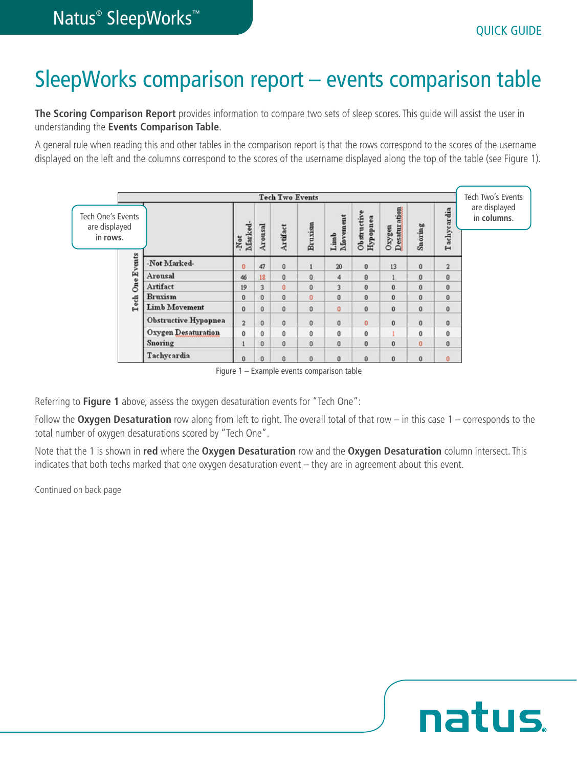# SleepWorks comparison report – events comparison table

**The Scoring Comparison Report** provides information to compare two sets of sleep scores. This guide will assist the user in understanding the **Events Comparison Table**.

A general rule when reading this and other tables in the comparison report is that the rows correspond to the scores of the username displayed on the left and the columns correspond to the scores of the username displayed along the top of the table (see Figure 1).

Tech One's Events are displayed in **rows**.

Tech Two's Events are displayed in **columns**.

| Tech One Events | Tech Two Events | | | | | | | | |
|---|---|---|---|---|---|---|---|---|---|
| | -Not Marked- | Arousal | Artifact | Bruxism | Limb Movement | Obstructive Hypopnea | Oxygen Desaturation | Snoring | Tachycardia |
| -Not Marked- | 0 | 47 | 0 | 1 | 20 | 0 | 13 | 0 | 2 |
| Arousal | 46 | 18 | 0 | 0 | 4 | 0 | 1 | 0 | 0 |
| Artifact | 19 | 3 | 0 | 0 | 3 | 0 | 0 | 0 | 0 |
| Bruxism | 0 | 0 | 0 | 0 | 0 | 0 | 0 | 0 | 0 |
| Limb Movement | 0 | 0 | 0 | 0 | 0 | 0 | 0 | 0 | 0 |
| Obstructive Hypopnea | 2 | 0 | 0 | 0 | 0 | 0 | 0 | 0 | 0 |
| Oxygen Desaturation | 0 | 0 | 0 | 0 | 0 | 0 | 1 | 0 | 0 |
| Snoring | 1 | 0 | 0 | 0 | 0 | 0 | 0 | 0 | 0 |
| Tachycardia | 0 | 0 | 0 | 0 | 0 | 0 | 0 | 0 | 0 |

Figure 1 – Example events comparison table

Referring to **Figure 1** above, assess the oxygen desaturation events for "Tech One":

Follow the **Oxygen Desaturation** row along from left to right. The overall total of that row – in this case 1 – corresponds to the total number of oxygen desaturations scored by "Tech One".

Note that the 1 is shown in **red** where the **Oxygen Desaturation** row and the **Oxygen Desaturation** column intersect. This indicates that both techs marked that one oxygen desaturation event – they are in agreement about this event.

Continued on back page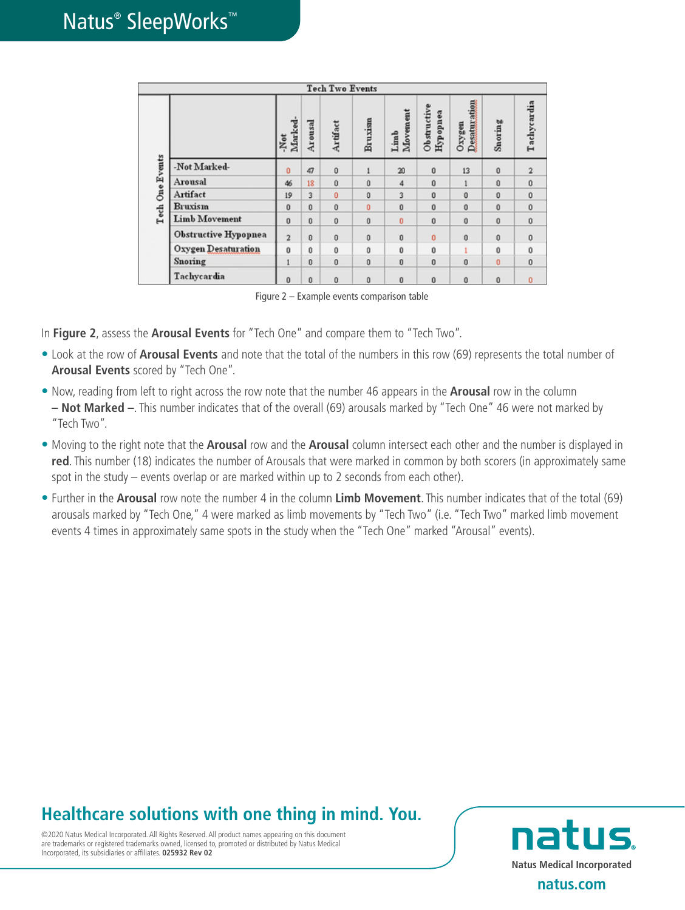| Tech One Events | Tech Two Events | | | | | | | | | |
|---|---|---|---|---|---|---|---|---|---|---|
| | | -Not Marked- | Arousal | Artifact | Bruxism | Limb Movement | Obstructive Hypopnea | Oxygen Desaturation | Snoring | Tachycardia |
| | -Not Marked- | 0 | 47 | 0 | 1 | 20 | 0 | 13 | 0 | 2 |
| | Arousal | 46 | 18 | 0 | 0 | 4 | 0 | 1 | 0 | 0 |
| | Artifact | 19 | 3 | 0 | 0 | 3 | 0 | 0 | 0 | 0 |
| | Bruxism | 0 | 0 | 0 | 0 | 0 | 0 | 0 | 0 | 0 |
| | Limb Movement | 0 | 0 | 0 | 0 | 0 | 0 | 0 | 0 | 0 |
| | Obstructive Hypopnea | 2 | 0 | 0 | 0 | 0 | 0 | 0 | 0 | 0 |
| | Oxygen Desaturation | 0 | 0 | 0 | 0 | 0 | 0 | 1 | 0 | 0 |
| | Snoring | 1 | 0 | 0 | 0 | 0 | 0 | 0 | 0 | 0 |
| | Tachycardia | 0 | 0 | 0 | 0 | 0 | 0 | 0 | 0 | 0 |

Figure 2 – Example events comparison table

In **Figure 2**, assess the **Arousal Events** for "Tech One" and compare them to "Tech Two".

- Look at the row of **Arousal Events** and note that the total of the numbers in this row (69) represents the total number of **Arousal Events** scored by "Tech One".
- Now, reading from left to right across the row note that the number 46 appears in the **Arousal** row in the column **– Not Marked –**. This number indicates that of the overall (69) arousals marked by "Tech One" 46 were not marked by "Tech Two".
- Moving to the right note that the **Arousal** row and the **Arousal** column intersect each other and the number is displayed in **red**. This number (18) indicates the number of Arousals that were marked in common by both scorers (in approximately same spot in the study – events overlap or are marked within up to 2 seconds from each other).
- Further in the **Arousal** row note the number 4 in the column **Limb Movement**. This number indicates that of the total (69) arousals marked by "Tech One," 4 were marked as limb movements by "Tech Two" (i.e. "Tech Two" marked limb movement events 4 times in approximately same spots in the study when the "Tech One" marked "Arousal" events).

## Healthcare solutions with one thing in mind. You.

©2020 Natus Medical Incorporated. All Rights Reserved. All product names appearing on this document are trademarks or registered trademarks owned, licensed to, promoted or distributed by Natus Medical Incorporated, its subsidiaries or affiliates. **025932 Rev 02**

natus.

Natus Medical Incorporated

natus.com